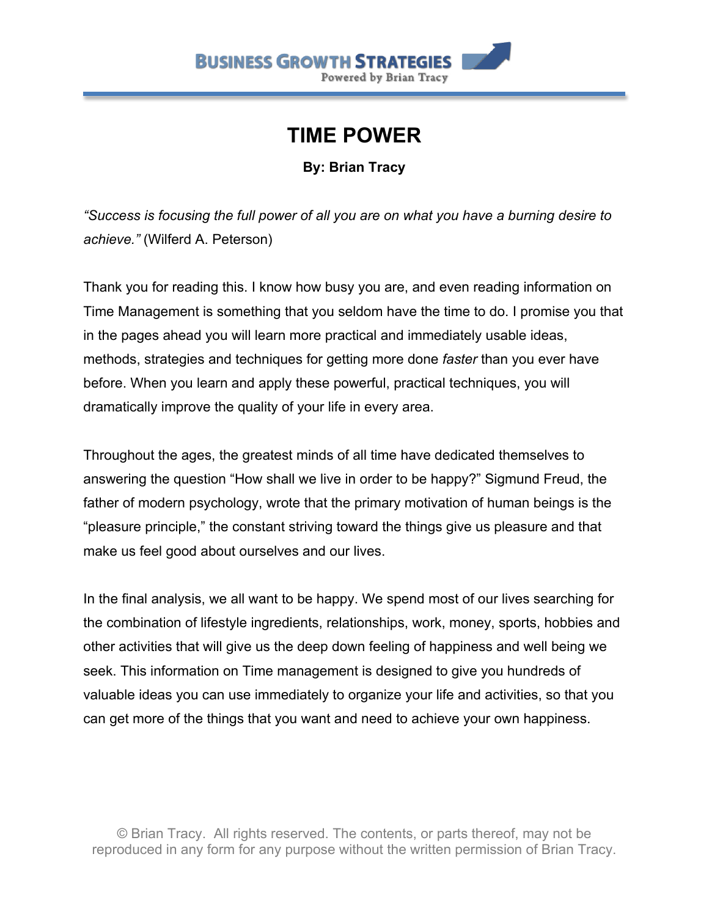# TIME POWER

**By: Brian Tracy**

*"Success is focusing the full power of all you are on what you have a burning desire to achieve."* (Wilferd A. Peterson)

Thank you for reading this. I know how busy you are, and even reading information on Time Management is something that you seldom have the time to do. I promise you that in the pages ahead you will learn more practical and immediately usable ideas, methods, strategies and techniques for getting more done *faster* than you ever have before. When you learn and apply these powerful, practical techniques, you will dramatically improve the quality of your life in every area.

Throughout the ages, the greatest minds of all time have dedicated themselves to answering the question "How shall we live in order to be happy?" Sigmund Freud, the father of modern psychology, wrote that the primary motivation of human beings is the "pleasure principle," the constant striving toward the things give us pleasure and that make us feel good about ourselves and our lives.

In the final analysis, we all want to be happy. We spend most of our lives searching for the combination of lifestyle ingredients, relationships, work, money, sports, hobbies and other activities that will give us the deep down feeling of happiness and well being we seek. This information on Time management is designed to give you hundreds of valuable ideas you can use immediately to organize your life and activities, so that you can get more of the things that you want and need to achieve your own happiness.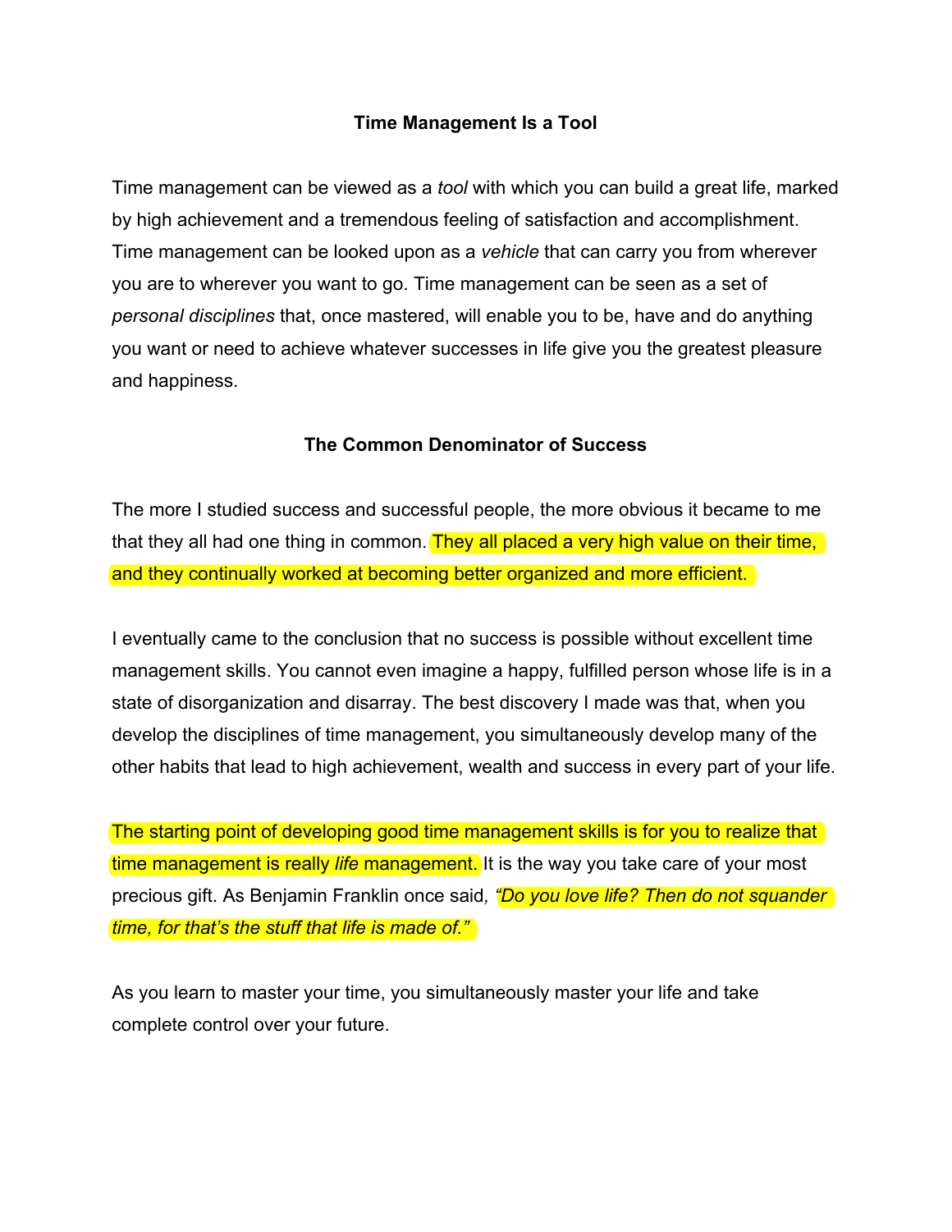## Time Management Is a Tool

Time management can be viewed as a *tool* with which you can build a great life, marked by high achievement and a tremendous feeling of satisfaction and accomplishment. Time management can be looked upon as a *vehicle* that can carry you from wherever you are to wherever you want to go. Time management can be seen as a set of *personal disciplines* that, once mastered, will enable you to be, have and do anything you want or need to achieve whatever successes in life give you the greatest pleasure and happiness.

## The Common Denominator of Success

The more I studied success and successful people, the more obvious it became to me that they all had one thing in common. They all placed a very high value on their time, and they continually worked at becoming better organized and more efficient.

I eventually came to the conclusion that no success is possible without excellent time management skills. You cannot even imagine a happy, fulfilled person whose life is in a state of disorganization and disarray. The best discovery I made was that, when you develop the disciplines of time management, you simultaneously develop many of the other habits that lead to high achievement, wealth and success in every part of your life.

The starting point of developing good time management skills is for you to realize that time management is really *life* management. It is the way you take care of your most precious gift. As Benjamin Franklin once said, *"Do you love life? Then do not squander time, for that's the stuff that life is made of."*

As you learn to master your time, you simultaneously master your life and take complete control over your future.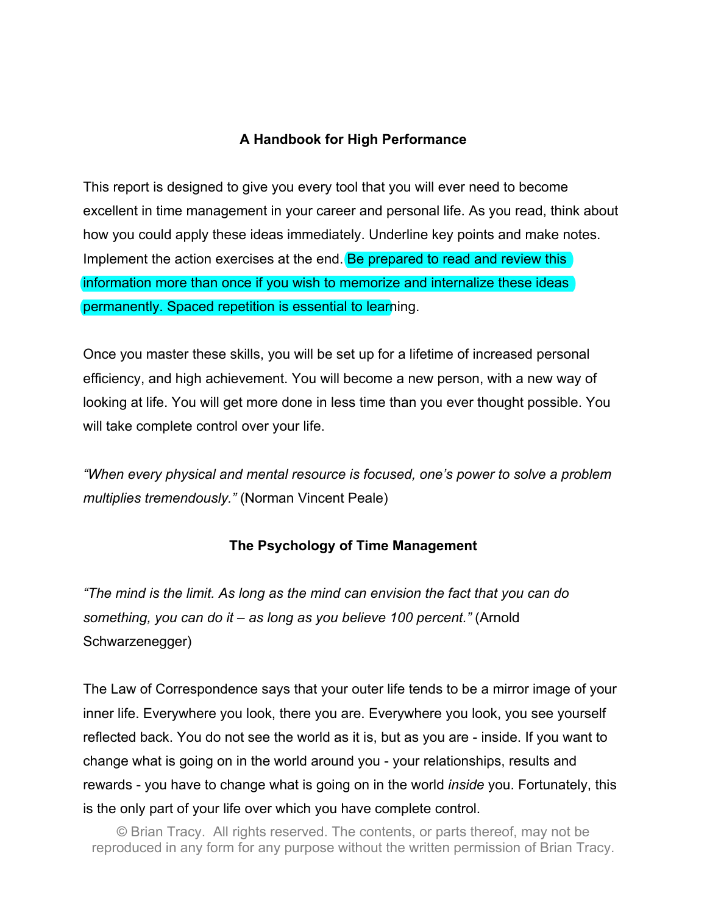**A Handbook for High Performance**

This report is designed to give you every tool that you will ever need to become excellent in time management in your career and personal life. As you read, think about how you could apply these ideas immediately. Underline key points and make notes. Implement the action exercises at the end. Be prepared to read and review this information more than once if you wish to memorize and internalize these ideas permanently. Spaced repetition is essential to learning.

Once you master these skills, you will be set up for a lifetime of increased personal efficiency, and high achievement. You will become a new person, with a new way of looking at life. You will get more done in less time than you ever thought possible. You will take complete control over your life.

*"When every physical and mental resource is focused, one's power to solve a problem multiplies tremendously."* (Norman Vincent Peale)

**The Psychology of Time Management**

*"The mind is the limit. As long as the mind can envision the fact that you can do something, you can do it – as long as you believe 100 percent."* (Arnold Schwarzenegger)

The Law of Correspondence says that your outer life tends to be a mirror image of your inner life. Everywhere you look, there you are. Everywhere you look, you see yourself reflected back. You do not see the world as it is, but as you are - inside. If you want to change what is going on in the world around you - your relationships, results and rewards - you have to change what is going on in the world *inside* you. Fortunately, this is the only part of your life over which you have complete control.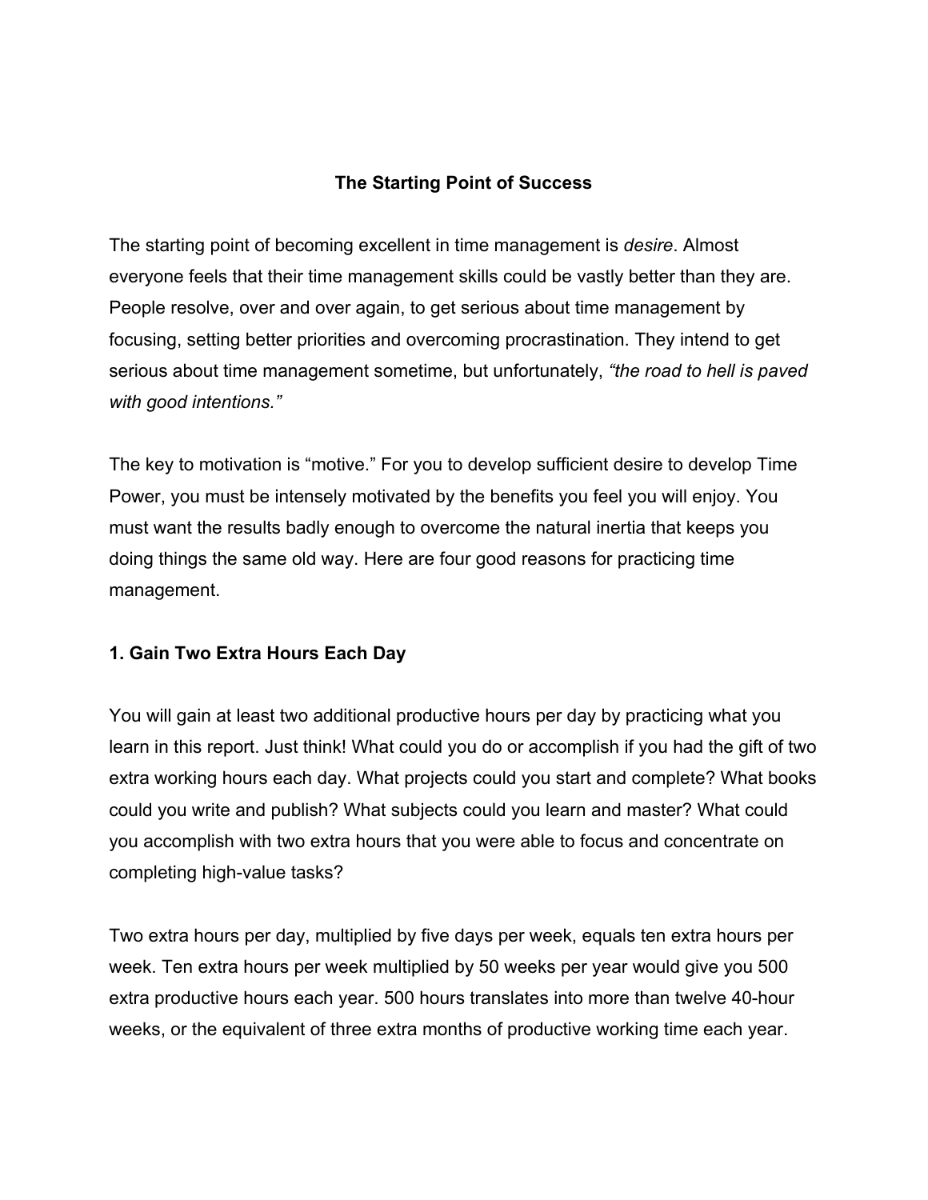## The Starting Point of Success

The starting point of becoming excellent in time management is *desire*. Almost everyone feels that their time management skills could be vastly better than they are. People resolve, over and over again, to get serious about time management by focusing, setting better priorities and overcoming procrastination. They intend to get serious about time management sometime, but unfortunately, *"the road to hell is paved with good intentions."*

The key to motivation is "motive." For you to develop sufficient desire to develop Time Power, you must be intensely motivated by the benefits you feel you will enjoy. You must want the results badly enough to overcome the natural inertia that keeps you doing things the same old way. Here are four good reasons for practicing time management.

### 1. Gain Two Extra Hours Each Day

You will gain at least two additional productive hours per day by practicing what you learn in this report. Just think! What could you do or accomplish if you had the gift of two extra working hours each day. What projects could you start and complete? What books could you write and publish? What subjects could you learn and master? What could you accomplish with two extra hours that you were able to focus and concentrate on completing high-value tasks?

Two extra hours per day, multiplied by five days per week, equals ten extra hours per week. Ten extra hours per week multiplied by 50 weeks per year would give you 500 extra productive hours each year. 500 hours translates into more than twelve 40-hour weeks, or the equivalent of three extra months of productive working time each year.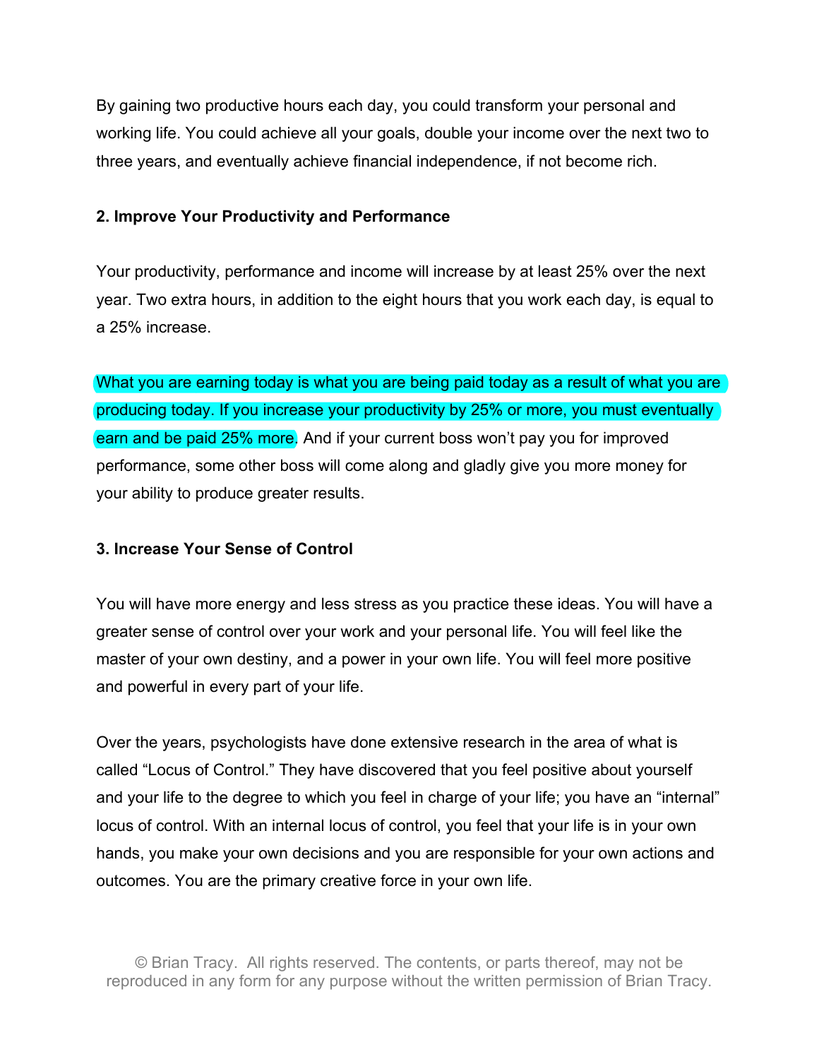By gaining two productive hours each day, you could transform your personal and working life. You could achieve all your goals, double your income over the next two to three years, and eventually achieve financial independence, if not become rich.

**2. Improve Your Productivity and Performance**

Your productivity, performance and income will increase by at least 25% over the next year. Two extra hours, in addition to the eight hours that you work each day, is equal to a 25% increase.

What you are earning today is what you are being paid today as a result of what you are producing today. If you increase your productivity by 25% or more, you must eventually earn and be paid 25% more. And if your current boss won't pay you for improved performance, some other boss will come along and gladly give you more money for your ability to produce greater results.

**3. Increase Your Sense of Control**

You will have more energy and less stress as you practice these ideas. You will have a greater sense of control over your work and your personal life. You will feel like the master of your own destiny, and a power in your own life. You will feel more positive and powerful in every part of your life.

Over the years, psychologists have done extensive research in the area of what is called "Locus of Control." They have discovered that you feel positive about yourself and your life to the degree to which you feel in charge of your life; you have an "internal" locus of control. With an internal locus of control, you feel that your life is in your own hands, you make your own decisions and you are responsible for your own actions and outcomes. You are the primary creative force in your own life.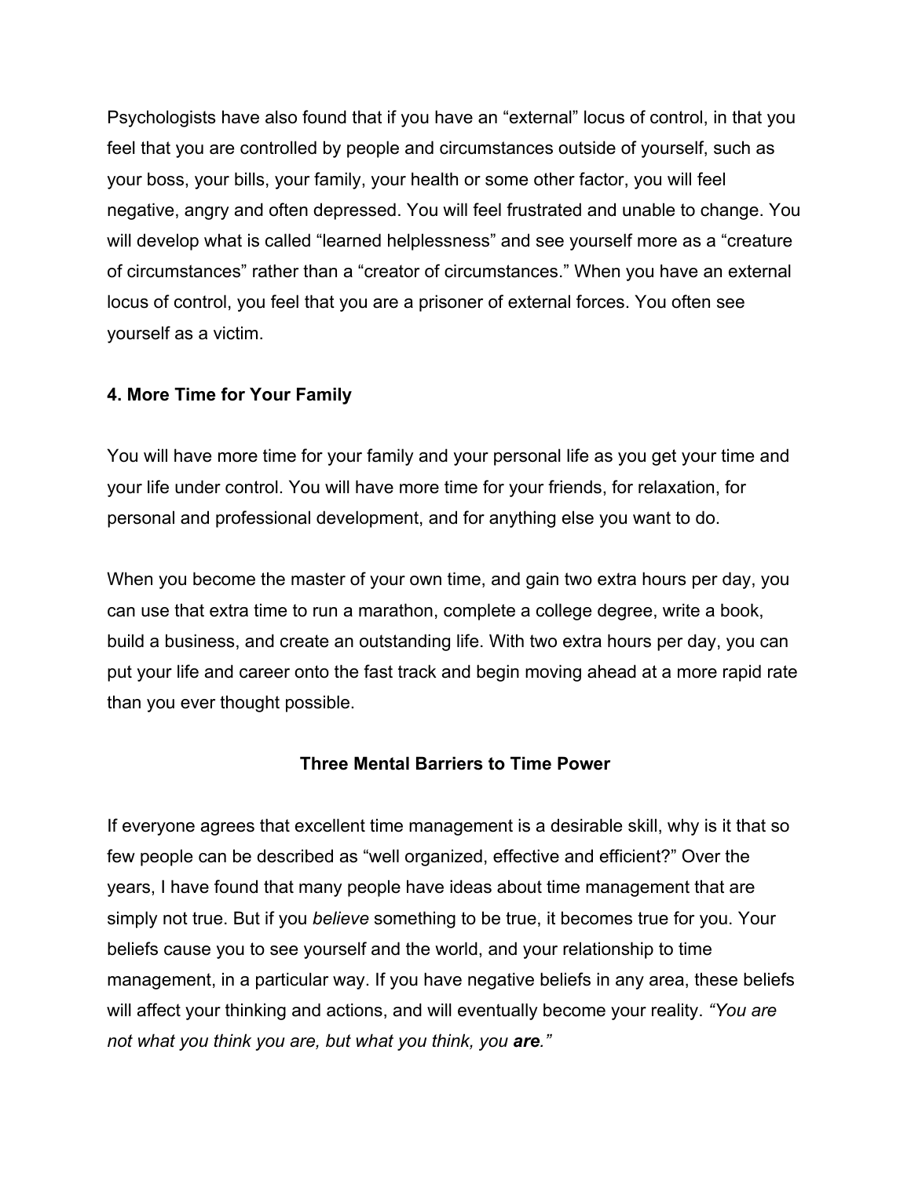Psychologists have also found that if you have an "external" locus of control, in that you feel that you are controlled by people and circumstances outside of yourself, such as your boss, your bills, your family, your health or some other factor, you will feel negative, angry and often depressed. You will feel frustrated and unable to change. You will develop what is called "learned helplessness" and see yourself more as a "creature of circumstances" rather than a "creator of circumstances." When you have an external locus of control, you feel that you are a prisoner of external forces. You often see yourself as a victim.

**4. More Time for Your Family**

You will have more time for your family and your personal life as you get your time and your life under control. You will have more time for your friends, for relaxation, for personal and professional development, and for anything else you want to do.

When you become the master of your own time, and gain two extra hours per day, you can use that extra time to run a marathon, complete a college degree, write a book, build a business, and create an outstanding life. With two extra hours per day, you can put your life and career onto the fast track and begin moving ahead at a more rapid rate than you ever thought possible.

## Three Mental Barriers to Time Power

If everyone agrees that excellent time management is a desirable skill, why is it that so few people can be described as "well organized, effective and efficient?" Over the years, I have found that many people have ideas about time management that are simply not true. But if you *believe* something to be true, it becomes true for you. Your beliefs cause you to see yourself and the world, and your relationship to time management, in a particular way. If you have negative beliefs in any area, these beliefs will affect your thinking and actions, and will eventually become your reality. *"You are not what you think you are, but what you think, you **are**."*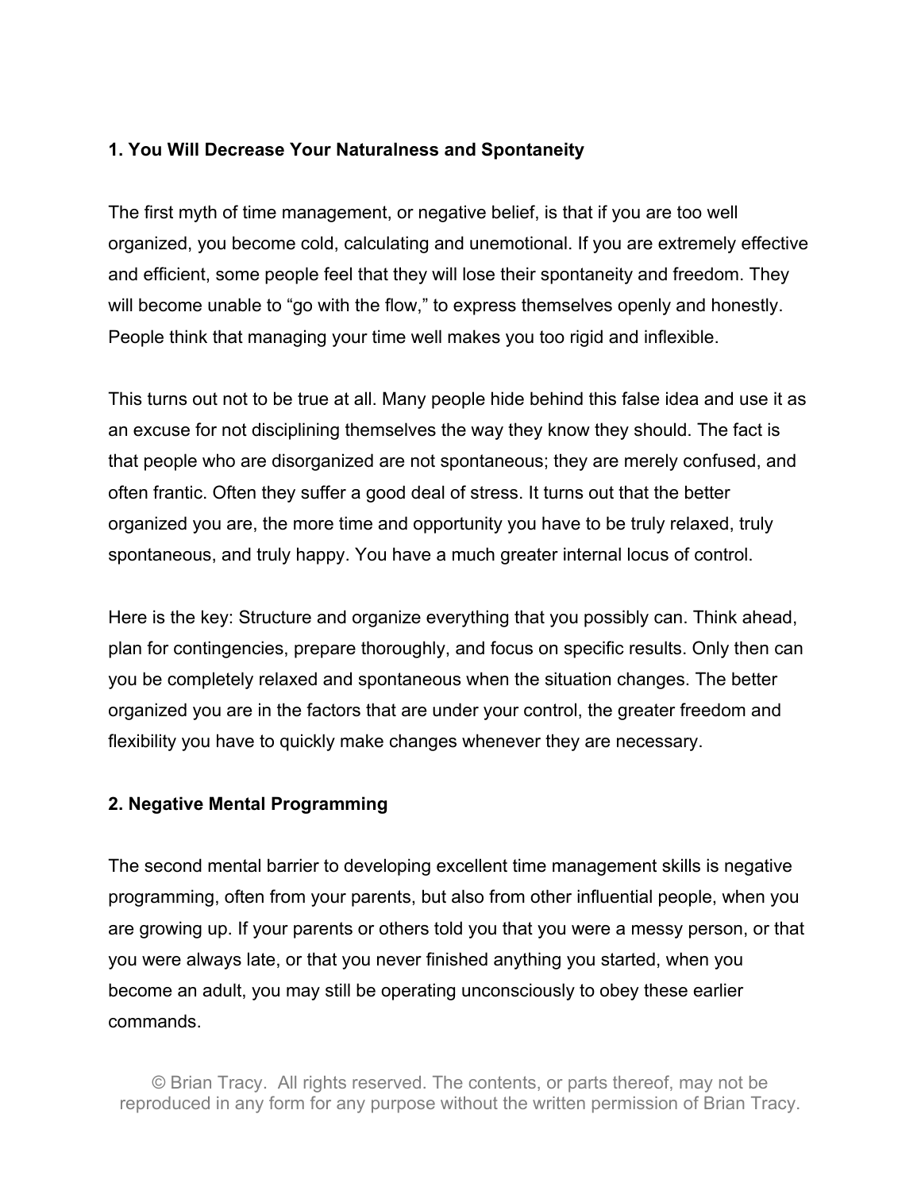**1. You Will Decrease Your Naturalness and Spontaneity**

The first myth of time management, or negative belief, is that if you are too well organized, you become cold, calculating and unemotional. If you are extremely effective and efficient, some people feel that they will lose their spontaneity and freedom. They will become unable to "go with the flow," to express themselves openly and honestly. People think that managing your time well makes you too rigid and inflexible.

This turns out not to be true at all. Many people hide behind this false idea and use it as an excuse for not disciplining themselves the way they know they should. The fact is that people who are disorganized are not spontaneous; they are merely confused, and often frantic. Often they suffer a good deal of stress. It turns out that the better organized you are, the more time and opportunity you have to be truly relaxed, truly spontaneous, and truly happy. You have a much greater internal locus of control.

Here is the key: Structure and organize everything that you possibly can. Think ahead, plan for contingencies, prepare thoroughly, and focus on specific results. Only then can you be completely relaxed and spontaneous when the situation changes. The better organized you are in the factors that are under your control, the greater freedom and flexibility you have to quickly make changes whenever they are necessary.

**2. Negative Mental Programming**

The second mental barrier to developing excellent time management skills is negative programming, often from your parents, but also from other influential people, when you are growing up. If your parents or others told you that you were a messy person, or that you were always late, or that you never finished anything you started, when you become an adult, you may still be operating unconsciously to obey these earlier commands.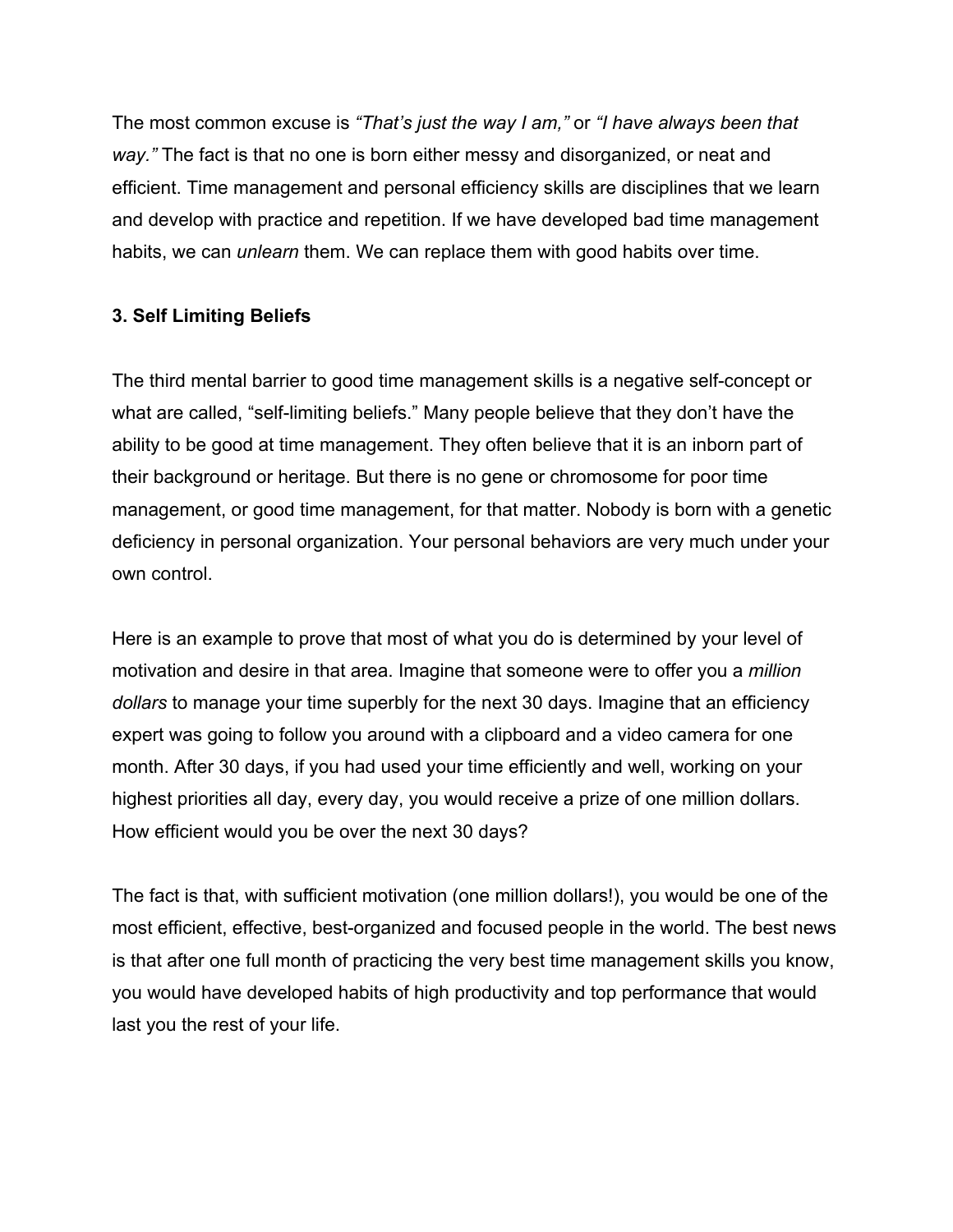The most common excuse is *"That's just the way I am,"* or *"I have always been that way."* The fact is that no one is born either messy and disorganized, or neat and efficient. Time management and personal efficiency skills are disciplines that we learn and develop with practice and repetition. If we have developed bad time management habits, we can *unlearn* them. We can replace them with good habits over time.

### 3. Self Limiting Beliefs

The third mental barrier to good time management skills is a negative self-concept or what are called, "self-limiting beliefs." Many people believe that they don't have the ability to be good at time management. They often believe that it is an inborn part of their background or heritage. But there is no gene or chromosome for poor time management, or good time management, for that matter. Nobody is born with a genetic deficiency in personal organization. Your personal behaviors are very much under your own control.

Here is an example to prove that most of what you do is determined by your level of motivation and desire in that area. Imagine that someone were to offer you a *million dollars* to manage your time superbly for the next 30 days. Imagine that an efficiency expert was going to follow you around with a clipboard and a video camera for one month. After 30 days, if you had used your time efficiently and well, working on your highest priorities all day, every day, you would receive a prize of one million dollars. How efficient would you be over the next 30 days?

The fact is that, with sufficient motivation (one million dollars!), you would be one of the most efficient, effective, best-organized and focused people in the world. The best news is that after one full month of practicing the very best time management skills you know, you would have developed habits of high productivity and top performance that would last you the rest of your life.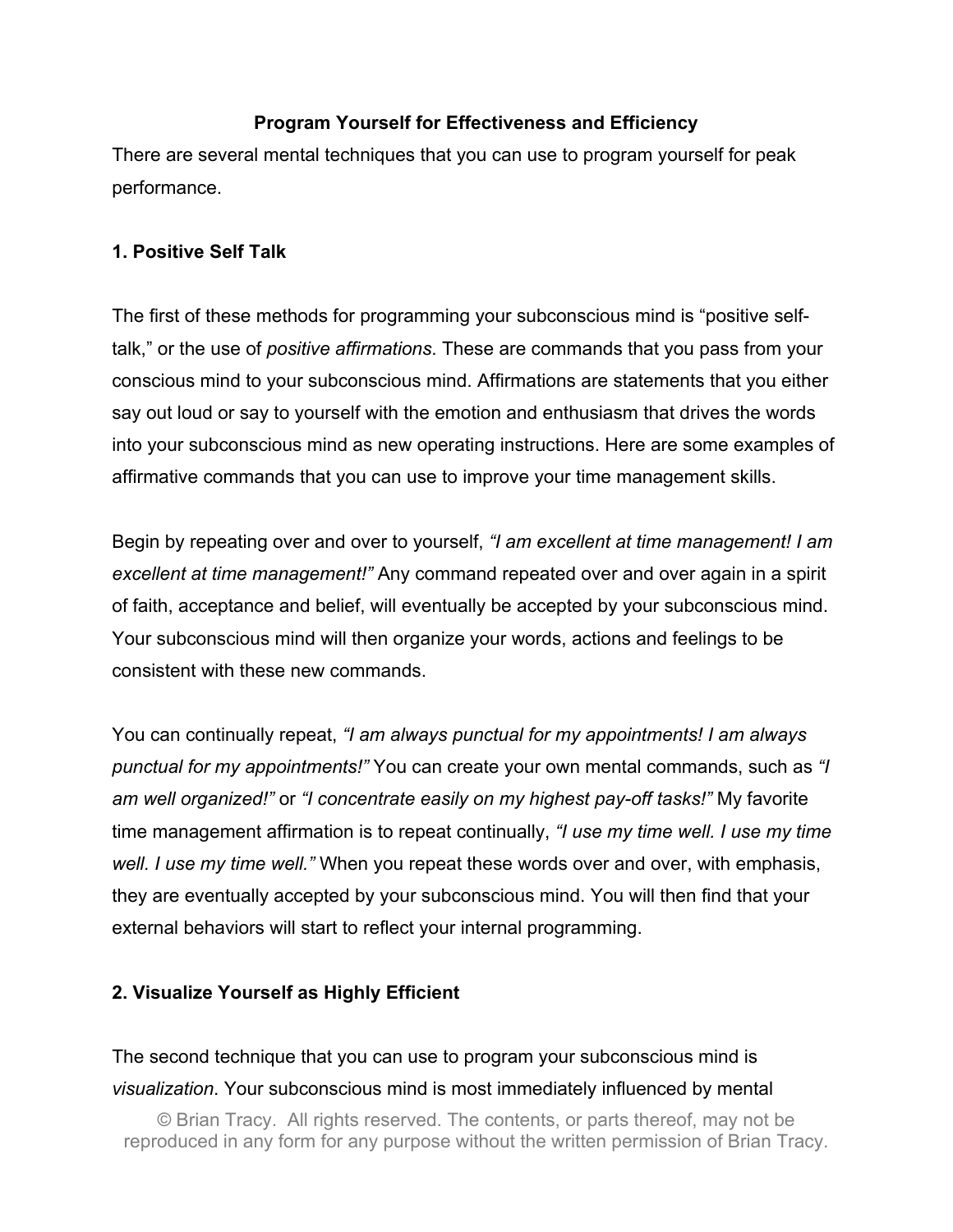**Program Yourself for Effectiveness and Efficiency**

There are several mental techniques that you can use to program yourself for peak performance.

**1. Positive Self Talk**

The first of these methods for programming your subconscious mind is "positive self-talk," or the use of *positive affirmations*. These are commands that you pass from your conscious mind to your subconscious mind. Affirmations are statements that you either say out loud or say to yourself with the emotion and enthusiasm that drives the words into your subconscious mind as new operating instructions. Here are some examples of affirmative commands that you can use to improve your time management skills.

Begin by repeating over and over to yourself, *"I am excellent at time management! I am excellent at time management!"* Any command repeated over and over again in a spirit of faith, acceptance and belief, will eventually be accepted by your subconscious mind. Your subconscious mind will then organize your words, actions and feelings to be consistent with these new commands.

You can continually repeat, *"I am always punctual for my appointments! I am always punctual for my appointments!"* You can create your own mental commands, such as *"I am well organized!"* or *"I concentrate easily on my highest pay-off tasks!"* My favorite time management affirmation is to repeat continually, *"I use my time well. I use my time well. I use my time well."* When you repeat these words over and over, with emphasis, they are eventually accepted by your subconscious mind. You will then find that your external behaviors will start to reflect your internal programming.

**2. Visualize Yourself as Highly Efficient**

The second technique that you can use to program your subconscious mind is *visualization*. Your subconscious mind is most immediately influenced by mental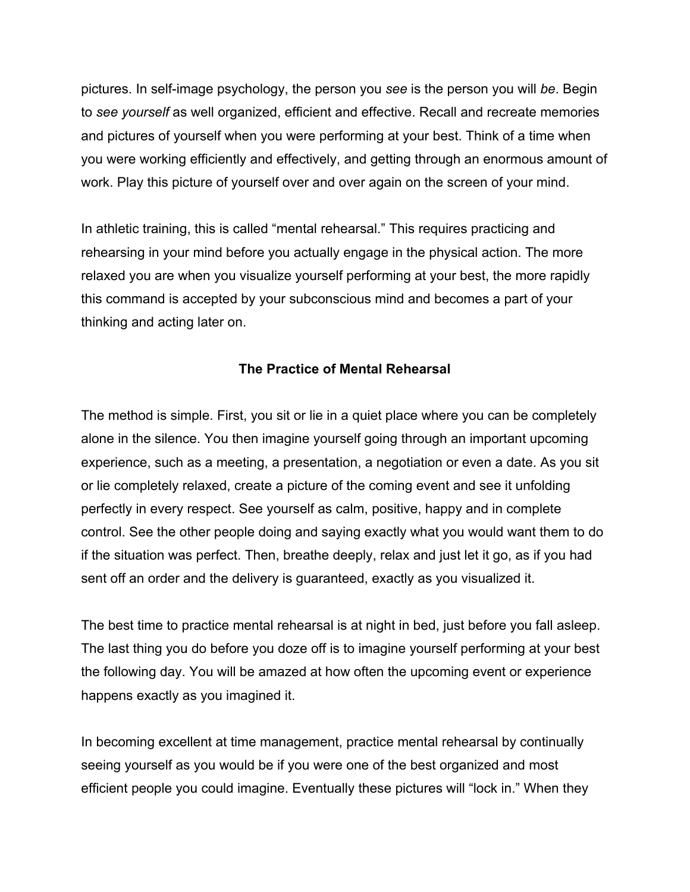pictures. In self-image psychology, the person you *see* is the person you will *be*. Begin to *see yourself* as well organized, efficient and effective. Recall and recreate memories and pictures of yourself when you were performing at your best. Think of a time when you were working efficiently and effectively, and getting through an enormous amount of work. Play this picture of yourself over and over again on the screen of your mind.

In athletic training, this is called "mental rehearsal." This requires practicing and rehearsing in your mind before you actually engage in the physical action. The more relaxed you are when you visualize yourself performing at your best, the more rapidly this command is accepted by your subconscious mind and becomes a part of your thinking and acting later on.

### The Practice of Mental Rehearsal

The method is simple. First, you sit or lie in a quiet place where you can be completely alone in the silence. You then imagine yourself going through an important upcoming experience, such as a meeting, a presentation, a negotiation or even a date. As you sit or lie completely relaxed, create a picture of the coming event and see it unfolding perfectly in every respect. See yourself as calm, positive, happy and in complete control. See the other people doing and saying exactly what you would want them to do if the situation was perfect. Then, breathe deeply, relax and just let it go, as if you had sent off an order and the delivery is guaranteed, exactly as you visualized it.

The best time to practice mental rehearsal is at night in bed, just before you fall asleep. The last thing you do before you doze off is to imagine yourself performing at your best the following day. You will be amazed at how often the upcoming event or experience happens exactly as you imagined it.

In becoming excellent at time management, practice mental rehearsal by continually seeing yourself as you would be if you were one of the best organized and most efficient people you could imagine. Eventually these pictures will "lock in." When they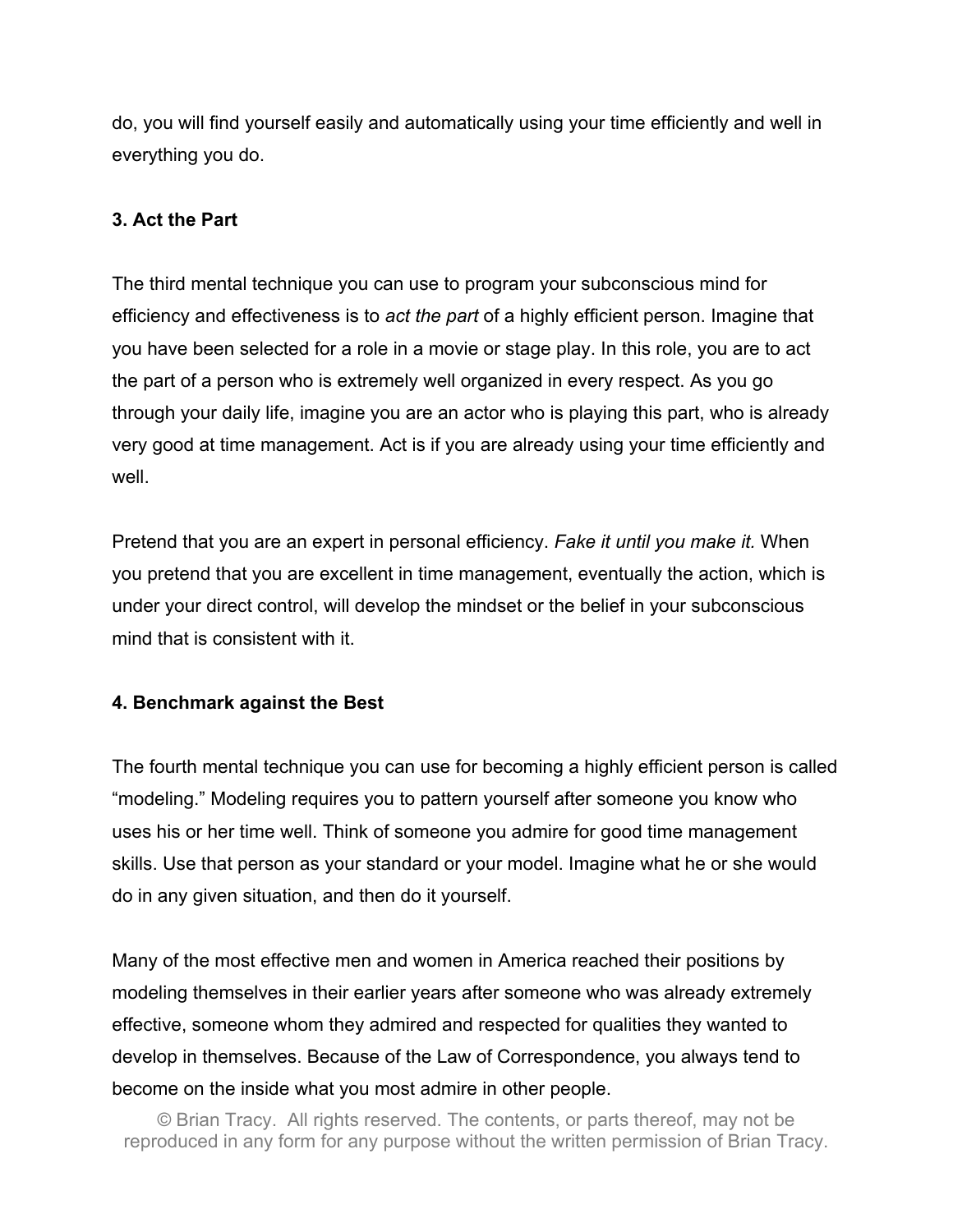do, you will find yourself easily and automatically using your time efficiently and well in everything you do.

### 3. Act the Part

The third mental technique you can use to program your subconscious mind for efficiency and effectiveness is to *act the part* of a highly efficient person. Imagine that you have been selected for a role in a movie or stage play. In this role, you are to act the part of a person who is extremely well organized in every respect. As you go through your daily life, imagine you are an actor who is playing this part, who is already very good at time management. Act is if you are already using your time efficiently and well.

Pretend that you are an expert in personal efficiency. *Fake it until you make it.* When you pretend that you are excellent in time management, eventually the action, which is under your direct control, will develop the mindset or the belief in your subconscious mind that is consistent with it.

### 4. Benchmark against the Best

The fourth mental technique you can use for becoming a highly efficient person is called "modeling." Modeling requires you to pattern yourself after someone you know who uses his or her time well. Think of someone you admire for good time management skills. Use that person as your standard or your model. Imagine what he or she would do in any given situation, and then do it yourself.

Many of the most effective men and women in America reached their positions by modeling themselves in their earlier years after someone who was already extremely effective, someone whom they admired and respected for qualities they wanted to develop in themselves. Because of the Law of Correspondence, you always tend to become on the inside what you most admire in other people.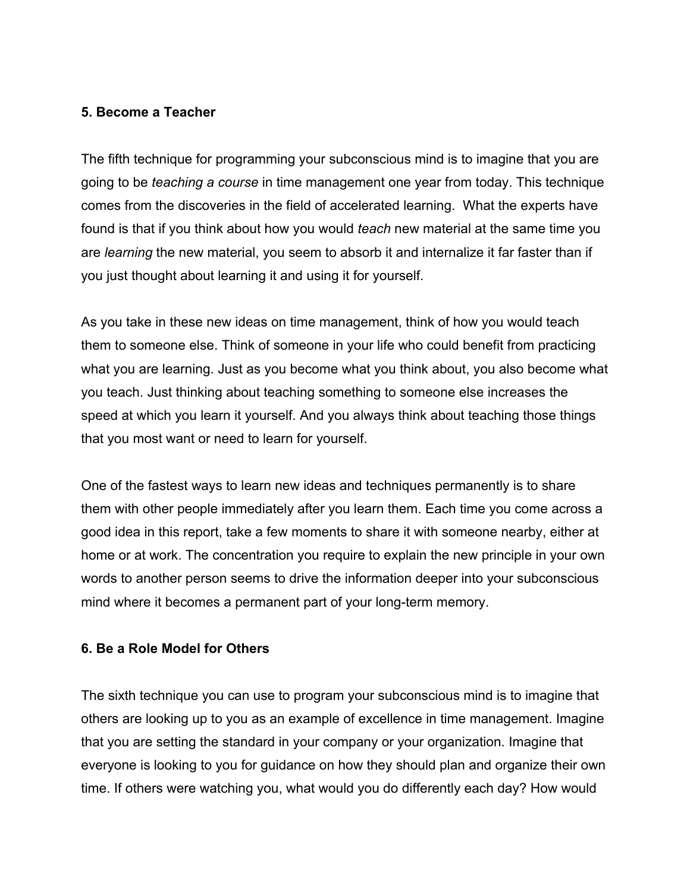**5. Become a Teacher**

The fifth technique for programming your subconscious mind is to imagine that you are going to be *teaching a course* in time management one year from today. This technique comes from the discoveries in the field of accelerated learning. What the experts have found is that if you think about how you would *teach* new material at the same time you are *learning* the new material, you seem to absorb it and internalize it far faster than if you just thought about learning it and using it for yourself.

As you take in these new ideas on time management, think of how you would teach them to someone else. Think of someone in your life who could benefit from practicing what you are learning. Just as you become what you think about, you also become what you teach. Just thinking about teaching something to someone else increases the speed at which you learn it yourself. And you always think about teaching those things that you most want or need to learn for yourself.

One of the fastest ways to learn new ideas and techniques permanently is to share them with other people immediately after you learn them. Each time you come across a good idea in this report, take a few moments to share it with someone nearby, either at home or at work. The concentration you require to explain the new principle in your own words to another person seems to drive the information deeper into your subconscious mind where it becomes a permanent part of your long-term memory.

**6. Be a Role Model for Others**

The sixth technique you can use to program your subconscious mind is to imagine that others are looking up to you as an example of excellence in time management. Imagine that you are setting the standard in your company or your organization. Imagine that everyone is looking to you for guidance on how they should plan and organize their own time. If others were watching you, what would you do differently each day? How would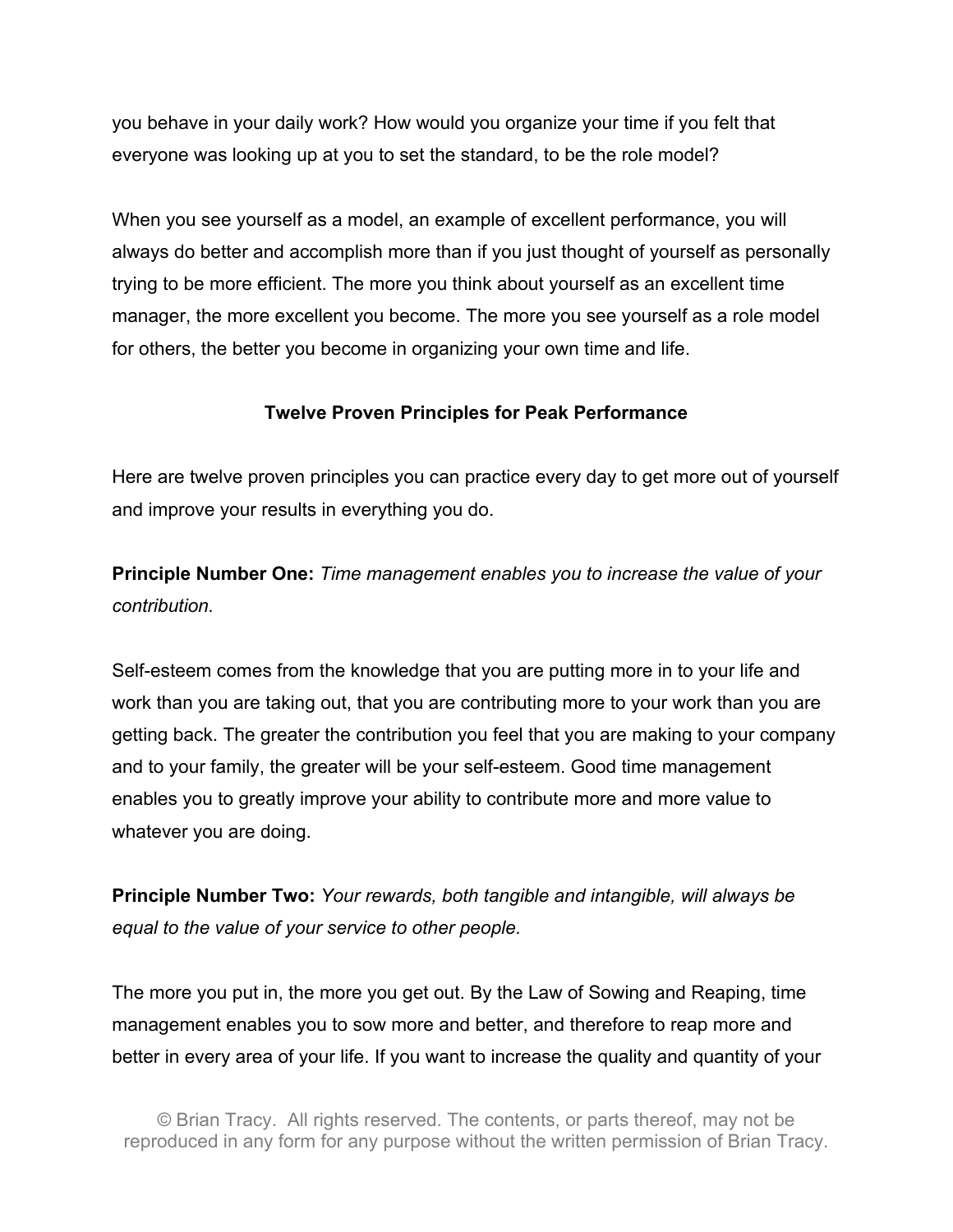you behave in your daily work? How would you organize your time if you felt that everyone was looking up at you to set the standard, to be the role model?

When you see yourself as a model, an example of excellent performance, you will always do better and accomplish more than if you just thought of yourself as personally trying to be more efficient. The more you think about yourself as an excellent time manager, the more excellent you become. The more you see yourself as a role model for others, the better you become in organizing your own time and life.

## Twelve Proven Principles for Peak Performance

Here are twelve proven principles you can practice every day to get more out of yourself and improve your results in everything you do.

**Principle Number One:** *Time management enables you to increase the value of your contribution.*

Self-esteem comes from the knowledge that you are putting more in to your life and work than you are taking out, that you are contributing more to your work than you are getting back. The greater the contribution you feel that you are making to your company and to your family, the greater will be your self-esteem. Good time management enables you to greatly improve your ability to contribute more and more value to whatever you are doing.

**Principle Number Two:** *Your rewards, both tangible and intangible, will always be equal to the value of your service to other people.*

The more you put in, the more you get out. By the Law of Sowing and Reaping, time management enables you to sow more and better, and therefore to reap more and better in every area of your life. If you want to increase the quality and quantity of your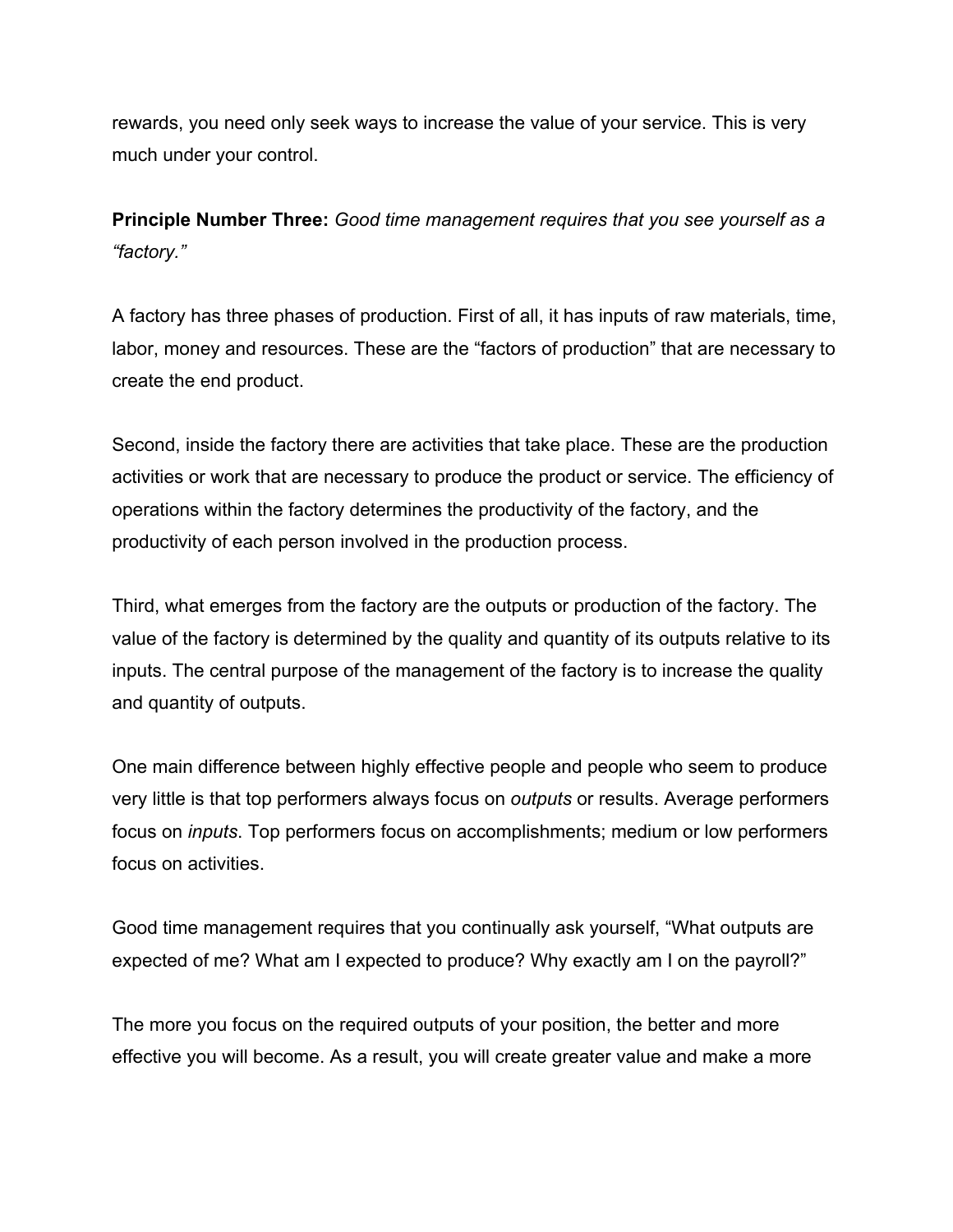rewards, you need only seek ways to increase the value of your service. This is very much under your control.

**Principle Number Three:** *Good time management requires that you see yourself as a "factory."*

A factory has three phases of production. First of all, it has inputs of raw materials, time, labor, money and resources. These are the "factors of production" that are necessary to create the end product.

Second, inside the factory there are activities that take place. These are the production activities or work that are necessary to produce the product or service. The efficiency of operations within the factory determines the productivity of the factory, and the productivity of each person involved in the production process.

Third, what emerges from the factory are the outputs or production of the factory. The value of the factory is determined by the quality and quantity of its outputs relative to its inputs. The central purpose of the management of the factory is to increase the quality and quantity of outputs.

One main difference between highly effective people and people who seem to produce very little is that top performers always focus on *outputs* or results. Average performers focus on *inputs*. Top performers focus on accomplishments; medium or low performers focus on activities.

Good time management requires that you continually ask yourself, "What outputs are expected of me? What am I expected to produce? Why exactly am I on the payroll?"

The more you focus on the required outputs of your position, the better and more effective you will become. As a result, you will create greater value and make a more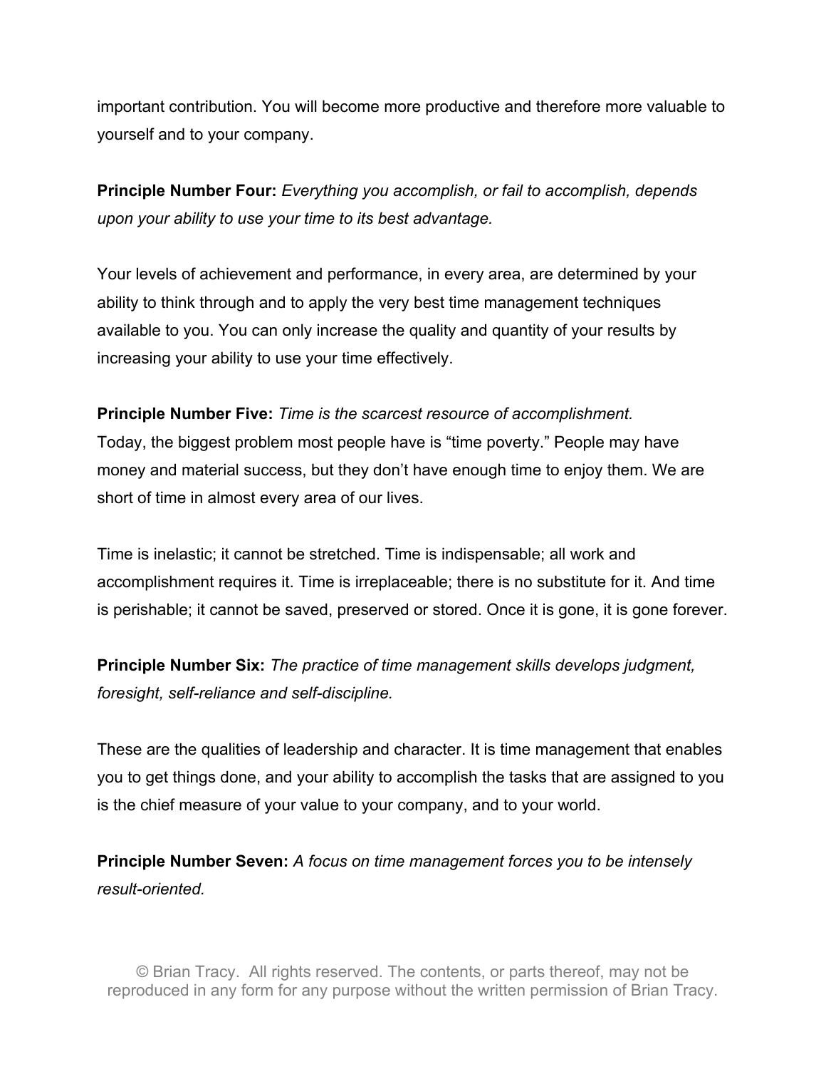important contribution. You will become more productive and therefore more valuable to yourself and to your company.

**Principle Number Four:** *Everything you accomplish, or fail to accomplish, depends upon your ability to use your time to its best advantage.*

Your levels of achievement and performance, in every area, are determined by your ability to think through and to apply the very best time management techniques available to you. You can only increase the quality and quantity of your results by increasing your ability to use your time effectively.

**Principle Number Five:** *Time is the scarcest resource of accomplishment.*
Today, the biggest problem most people have is "time poverty." People may have money and material success, but they don't have enough time to enjoy them. We are short of time in almost every area of our lives.

Time is inelastic; it cannot be stretched. Time is indispensable; all work and accomplishment requires it. Time is irreplaceable; there is no substitute for it. And time is perishable; it cannot be saved, preserved or stored. Once it is gone, it is gone forever.

**Principle Number Six:** *The practice of time management skills develops judgment, foresight, self-reliance and self-discipline.*

These are the qualities of leadership and character. It is time management that enables you to get things done, and your ability to accomplish the tasks that are assigned to you is the chief measure of your value to your company, and to your world.

**Principle Number Seven:** *A focus on time management forces you to be intensely result-oriented.*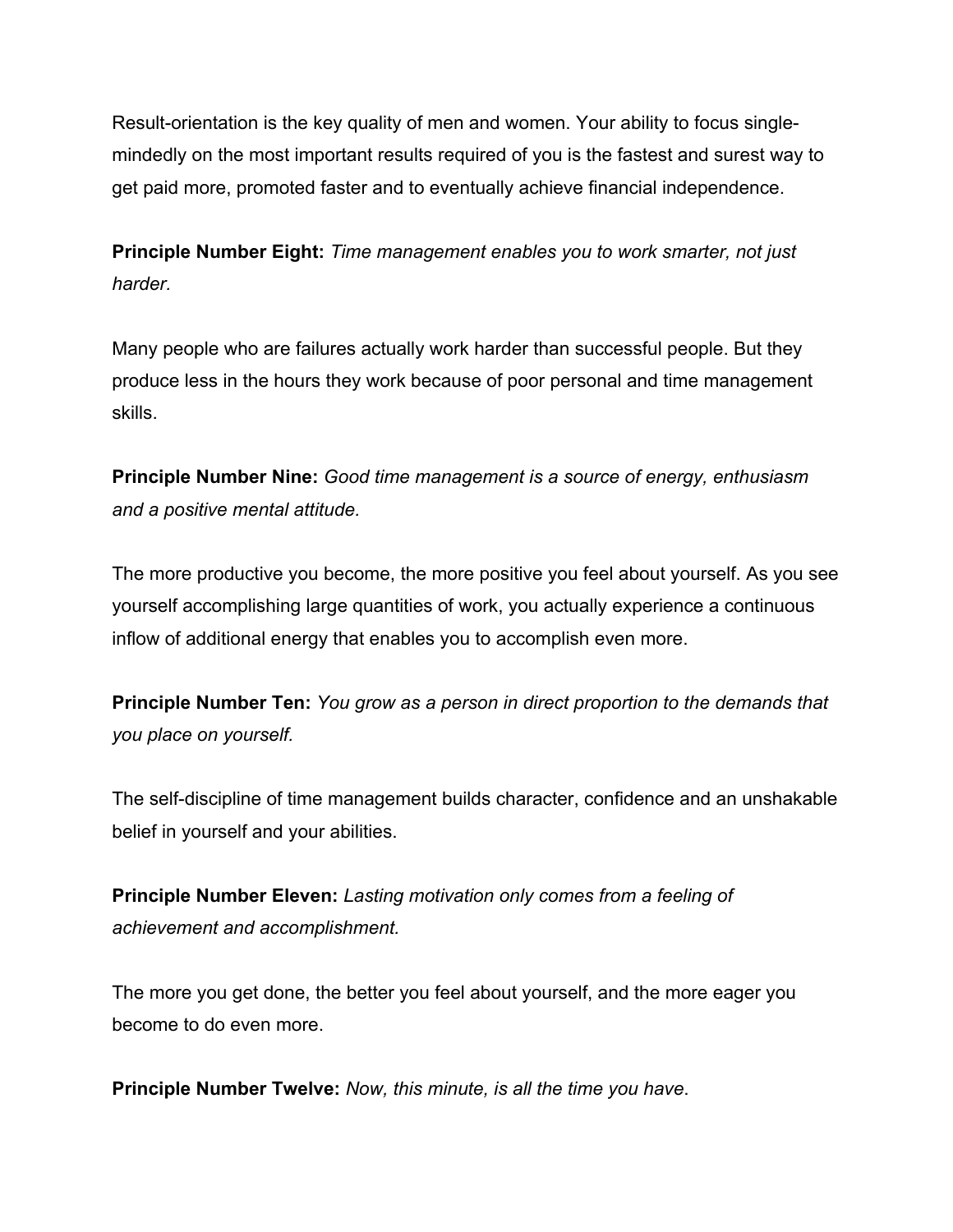Result-orientation is the key quality of men and women. Your ability to focus single-mindedly on the most important results required of you is the fastest and surest way to get paid more, promoted faster and to eventually achieve financial independence.

**Principle Number Eight:** *Time management enables you to work smarter, not just harder.*

Many people who are failures actually work harder than successful people. But they produce less in the hours they work because of poor personal and time management skills.

**Principle Number Nine:** *Good time management is a source of energy, enthusiasm and a positive mental attitude.*

The more productive you become, the more positive you feel about yourself. As you see yourself accomplishing large quantities of work, you actually experience a continuous inflow of additional energy that enables you to accomplish even more.

**Principle Number Ten:** *You grow as a person in direct proportion to the demands that you place on yourself.*

The self-discipline of time management builds character, confidence and an unshakable belief in yourself and your abilities.

**Principle Number Eleven:** *Lasting motivation only comes from a feeling of achievement and accomplishment.*

The more you get done, the better you feel about yourself, and the more eager you become to do even more.

**Principle Number Twelve:** *Now, this minute, is all the time you have*.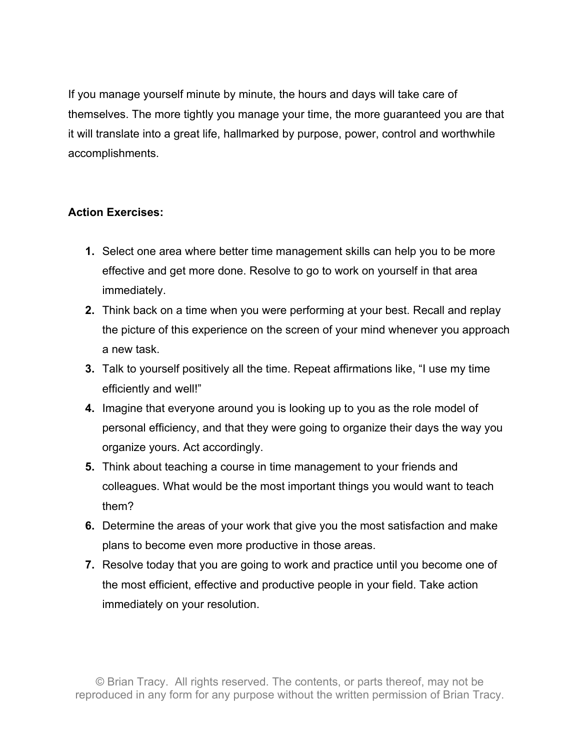If you manage yourself minute by minute, the hours and days will take care of themselves. The more tightly you manage your time, the more guaranteed you are that it will translate into a great life, hallmarked by purpose, power, control and worthwhile accomplishments.

**Action Exercises:**

1. Select one area where better time management skills can help you to be more effective and get more done. Resolve to go to work on yourself in that area immediately.
2. Think back on a time when you were performing at your best. Recall and replay the picture of this experience on the screen of your mind whenever you approach a new task.
3. Talk to yourself positively all the time. Repeat affirmations like, "I use my time efficiently and well!"
4. Imagine that everyone around you is looking up to you as the role model of personal efficiency, and that they were going to organize their days the way you organize yours. Act accordingly.
5. Think about teaching a course in time management to your friends and colleagues. What would be the most important things you would want to teach them?
6. Determine the areas of your work that give you the most satisfaction and make plans to become even more productive in those areas.
7. Resolve today that you are going to work and practice until you become one of the most efficient, effective and productive people in your field. Take action immediately on your resolution.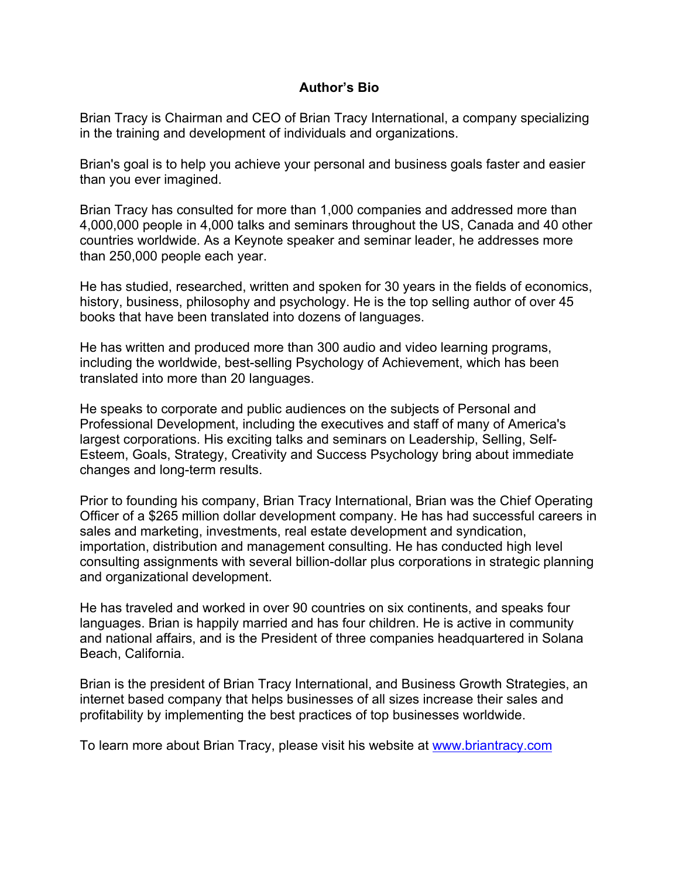## Author's Bio

Brian Tracy is Chairman and CEO of Brian Tracy International, a company specializing in the training and development of individuals and organizations.

Brian's goal is to help you achieve your personal and business goals faster and easier than you ever imagined.

Brian Tracy has consulted for more than 1,000 companies and addressed more than 4,000,000 people in 4,000 talks and seminars throughout the US, Canada and 40 other countries worldwide. As a Keynote speaker and seminar leader, he addresses more than 250,000 people each year.

He has studied, researched, written and spoken for 30 years in the fields of economics, history, business, philosophy and psychology. He is the top selling author of over 45 books that have been translated into dozens of languages.

He has written and produced more than 300 audio and video learning programs, including the worldwide, best-selling Psychology of Achievement, which has been translated into more than 20 languages.

He speaks to corporate and public audiences on the subjects of Personal and Professional Development, including the executives and staff of many of America's largest corporations. His exciting talks and seminars on Leadership, Selling, Self-Esteem, Goals, Strategy, Creativity and Success Psychology bring about immediate changes and long-term results.

Prior to founding his company, Brian Tracy International, Brian was the Chief Operating Officer of a $265 million dollar development company. He has had successful careers in sales and marketing, investments, real estate development and syndication, importation, distribution and management consulting. He has conducted high level consulting assignments with several billion-dollar plus corporations in strategic planning and organizational development.

He has traveled and worked in over 90 countries on six continents, and speaks four languages. Brian is happily married and has four children. He is active in community and national affairs, and is the President of three companies headquartered in Solana Beach, California.

Brian is the president of Brian Tracy International, and Business Growth Strategies, an internet based company that helps businesses of all sizes increase their sales and profitability by implementing the best practices of top businesses worldwide.

To learn more about Brian Tracy, please visit his website at [www.briantracy.com](http://www.briantracy.com)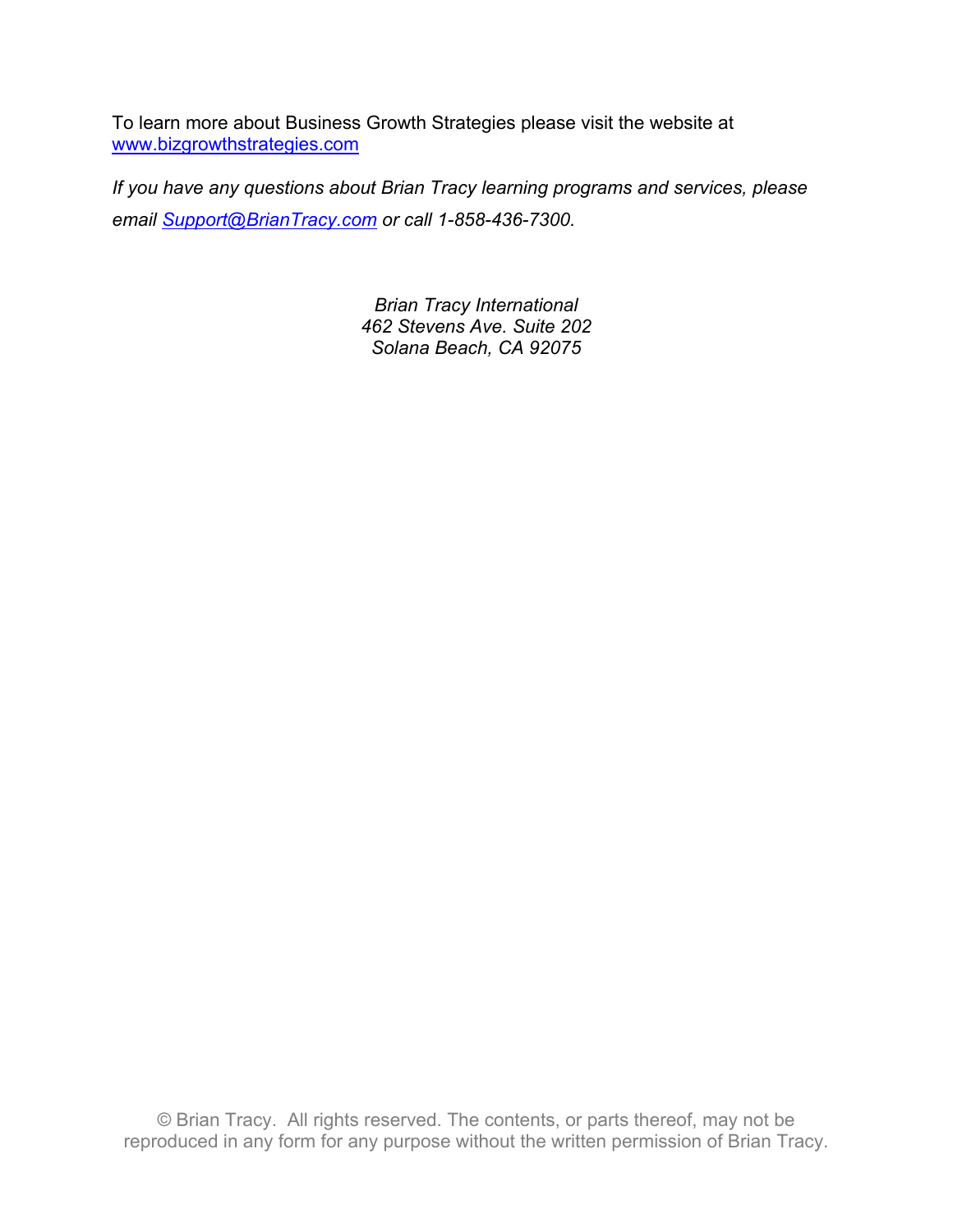To learn more about Business Growth Strategies please visit the website at [www.bizgrowthstrategies.com](http://www.bizgrowthstrategies.com)

*If you have any questions about Brian Tracy learning programs and services, please email [Support@BrianTracy.com](mailto:Support@BrianTracy.com) or call 1-858-436-7300.*

*Brian Tracy International*
*462 Stevens Ave. Suite 202*
*Solana Beach, CA 92075*

© Brian Tracy. All rights reserved. The contents, or parts thereof, may not be reproduced in any form for any purpose without the written permission of Brian Tracy.